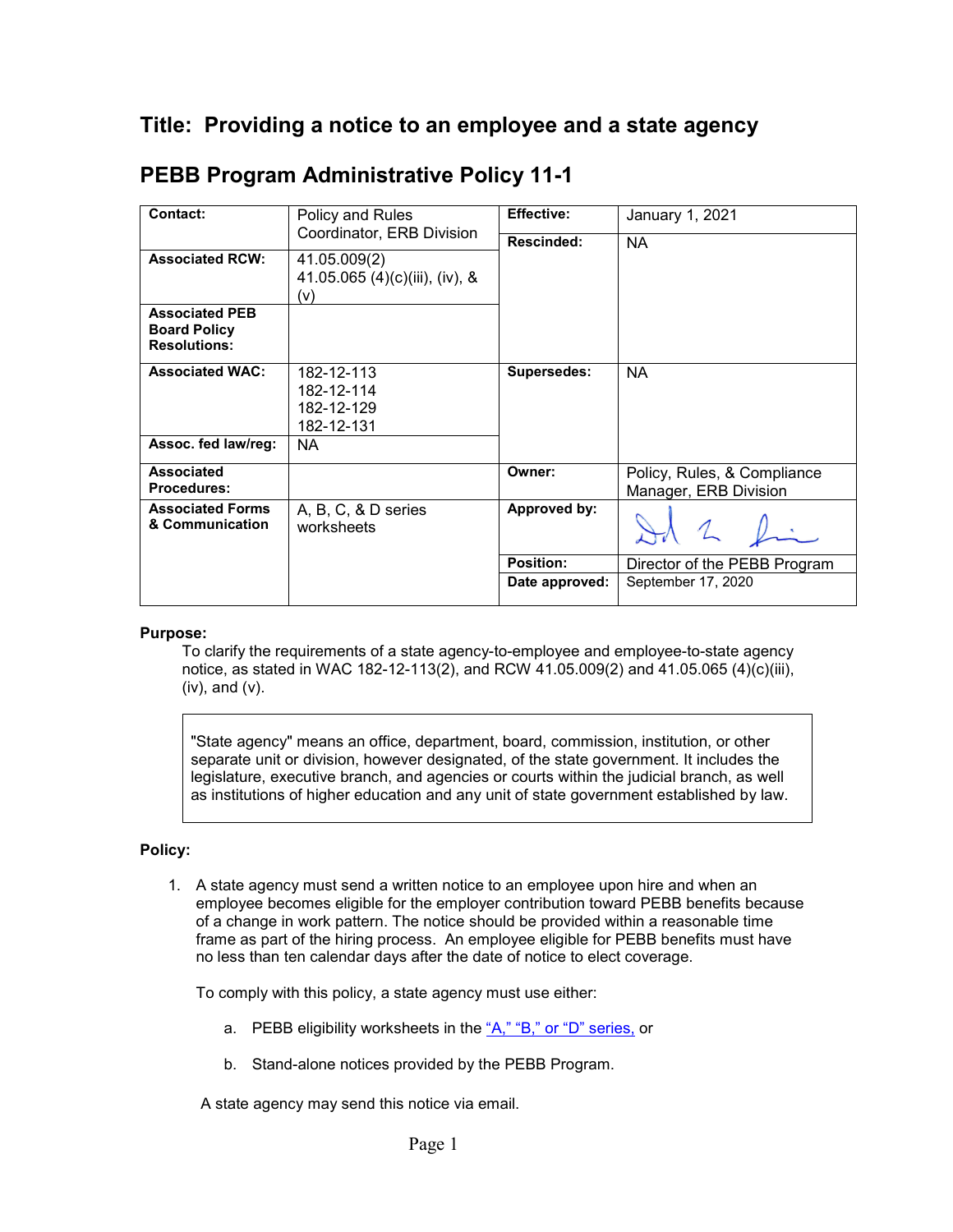# Title: Providing a notice to an employee and a state agency

## PEBB Program Administrative Policy 11-1

| | | | |
|---|---|---|---|
| **Contact:** | Policy and Rules Coordinator, ERB Division | **Effective:** | January 1, 2021 |
| **Associated RCW:** | 41.05.009(2)<br>41.05.065 (4)(c)(iii), (iv), & (v) | **Rescinded:** | NA |
| **Associated PEB Board Policy Resolutions:** | | | |
| **Associated WAC:** | 182-12-113<br>182-12-114<br>182-12-129<br>182-12-131 | **Supersedes:** | NA |
| **Assoc. fed law/reg:** | NA | | |
| **Associated Procedures:** | | **Owner:** | Policy, Rules, & Compliance Manager, ERB Division |
| **Associated Forms & Communication** | A, B, C, & D series worksheets | **Approved by:** | [signature] |
| | | **Position:** | Director of the PEBB Program |
| | | **Date approved:** | September 17, 2020 |

**Purpose:**

To clarify the requirements of a state agency-to-employee and employee-to-state agency notice, as stated in WAC 182-12-113(2), and RCW 41.05.009(2) and 41.05.065 (4)(c)(iii), (iv), and (v).

> "State agency" means an office, department, board, commission, institution, or other separate unit or division, however designated, of the state government. It includes the legislature, executive branch, and agencies or courts within the judicial branch, as well as institutions of higher education and any unit of state government established by law.

**Policy:**

1. A state agency must send a written notice to an employee upon hire and when an employee becomes eligible for the employer contribution toward PEBB benefits because of a change in work pattern. The notice should be provided within a reasonable time frame as part of the hiring process. An employee eligible for PEBB benefits must have no less than ten calendar days after the date of notice to elect coverage.

   To comply with this policy, a state agency must use either:

   a. PEBB eligibility worksheets in the "A," "B," or "D" series, or

   b. Stand-alone notices provided by the PEBB Program.

   A state agency may send this notice via email.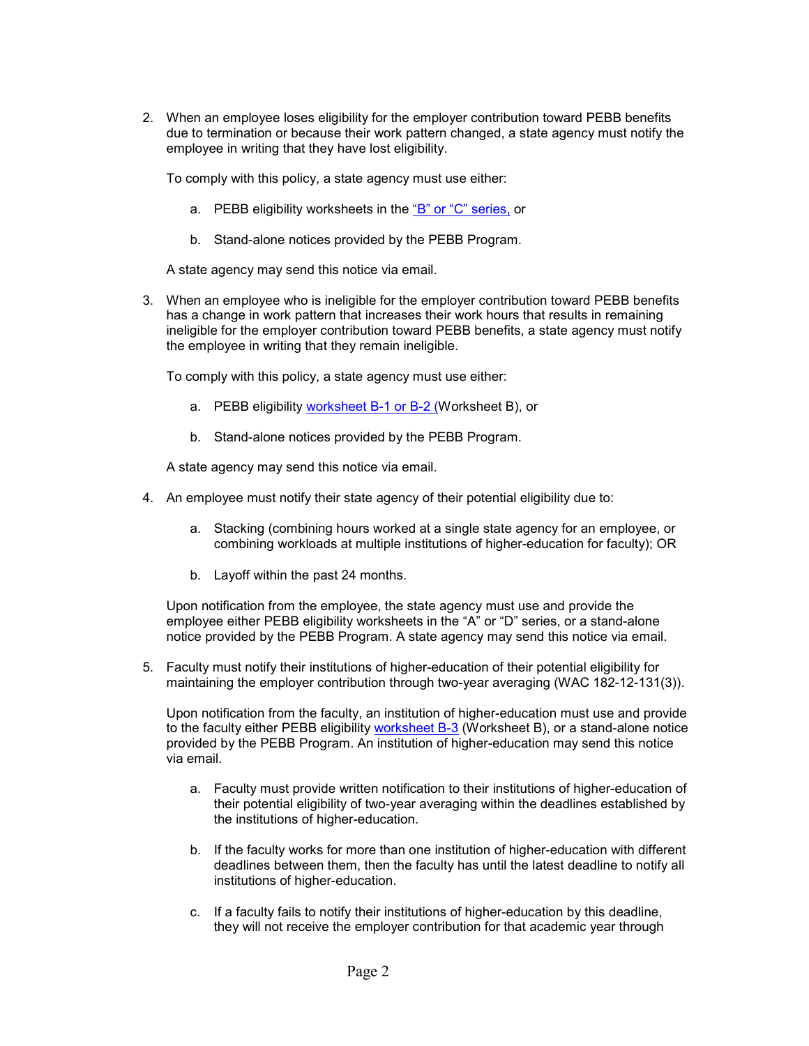2. When an employee loses eligibility for the employer contribution toward PEBB benefits due to termination or because their work pattern changed, a state agency must notify the employee in writing that they have lost eligibility.

   To comply with this policy, a state agency must use either:

   a. PEBB eligibility worksheets in the "B" or "C" series, or

   b. Stand-alone notices provided by the PEBB Program.

   A state agency may send this notice via email.

3. When an employee who is ineligible for the employer contribution toward PEBB benefits has a change in work pattern that increases their work hours that results in remaining ineligible for the employer contribution toward PEBB benefits, a state agency must notify the employee in writing that they remain ineligible.

   To comply with this policy, a state agency must use either:

   a. PEBB eligibility worksheet B-1 or B-2 (Worksheet B), or

   b. Stand-alone notices provided by the PEBB Program.

   A state agency may send this notice via email.

4. An employee must notify their state agency of their potential eligibility due to:

   a. Stacking (combining hours worked at a single state agency for an employee, or combining workloads at multiple institutions of higher-education for faculty); OR

   b. Layoff within the past 24 months.

   Upon notification from the employee, the state agency must use and provide the employee either PEBB eligibility worksheets in the "A" or "D" series, or a stand-alone notice provided by the PEBB Program. A state agency may send this notice via email.

5. Faculty must notify their institutions of higher-education of their potential eligibility for maintaining the employer contribution through two-year averaging (WAC 182-12-131(3)).

   Upon notification from the faculty, an institution of higher-education must use and provide to the faculty either PEBB eligibility worksheet B-3 (Worksheet B), or a stand-alone notice provided by the PEBB Program. An institution of higher-education may send this notice via email.

   a. Faculty must provide written notification to their institutions of higher-education of their potential eligibility of two-year averaging within the deadlines established by the institutions of higher-education.

   b. If the faculty works for more than one institution of higher-education with different deadlines between them, then the faculty has until the latest deadline to notify all institutions of higher-education.

   c. If a faculty fails to notify their institutions of higher-education by this deadline, they will not receive the employer contribution for that academic year through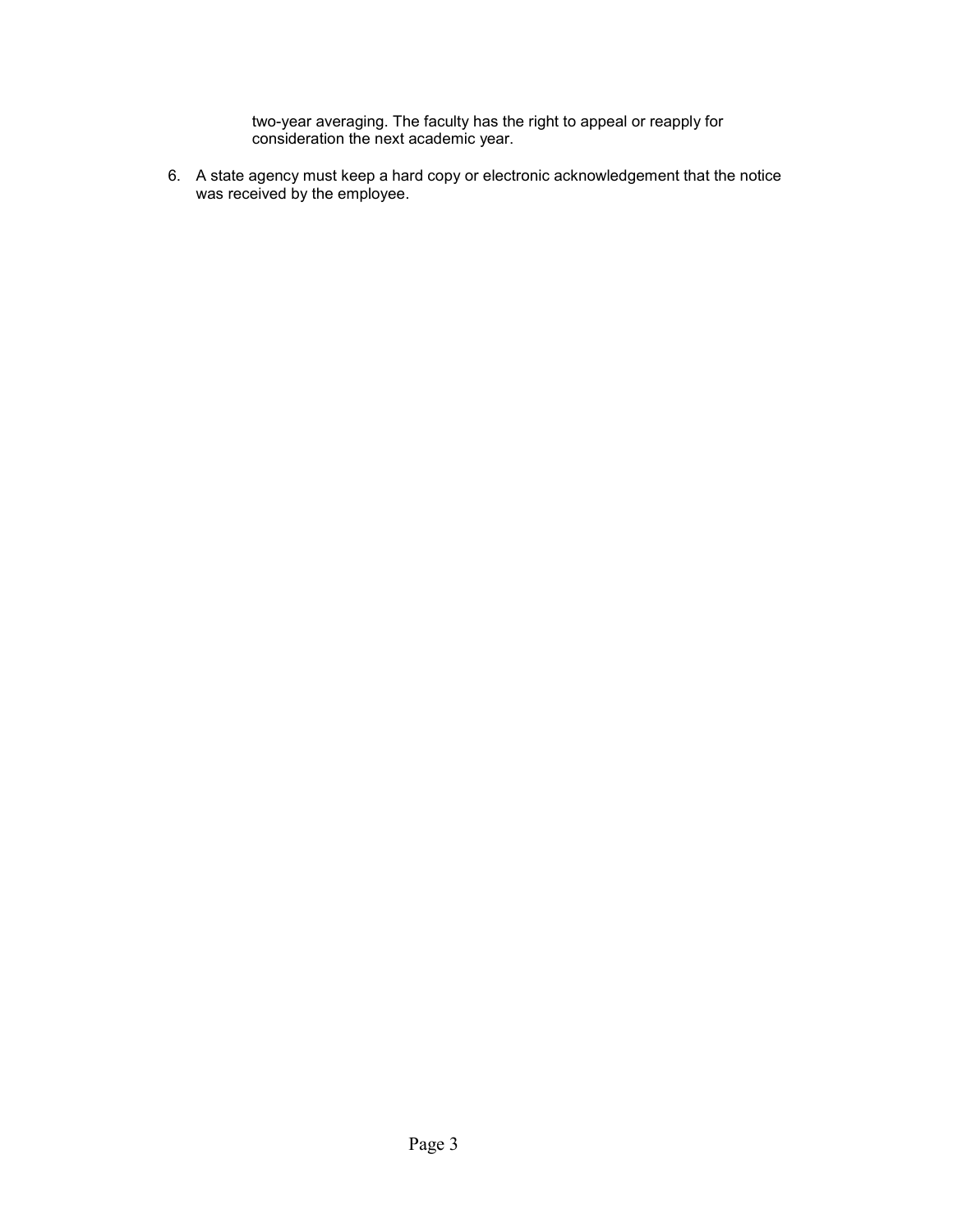two-year averaging. The faculty has the right to appeal or reapply for consideration the next academic year.

6. A state agency must keep a hard copy or electronic acknowledgement that the notice was received by the employee.